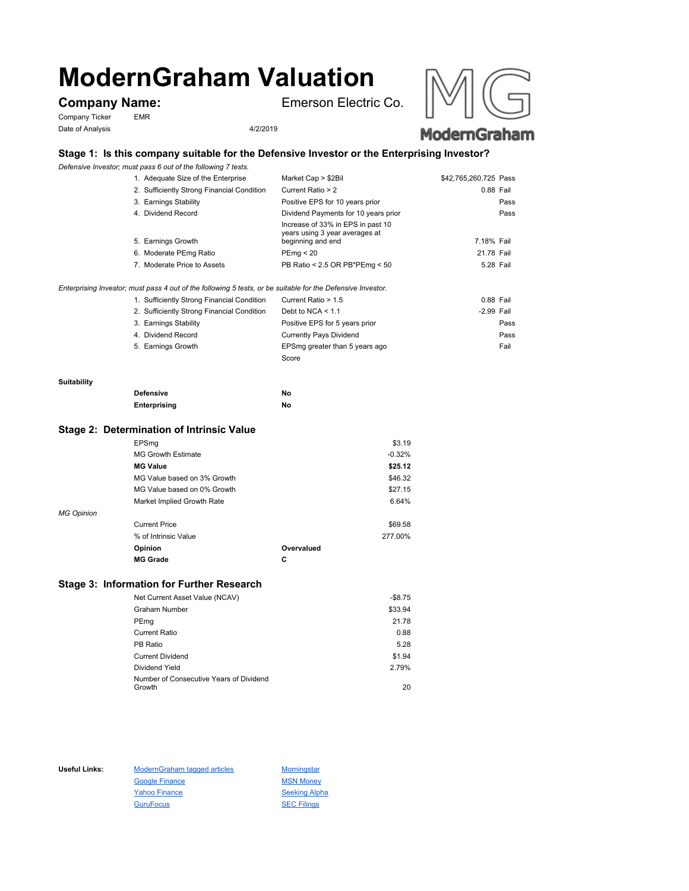# ModernGraham Valuation

## Company Name: Emerson Electric Co.

Company Ticker EMR

Date of Analysis 4/2/2019

### Stage 1: Is this company suitable for the Defensive Investor or the Enterprising Investor?

*Defensive Investor; must pass 6 out of the following 7 tests.*

| | | | |
|---|---|---|---|
| 1. Adequate Size of the Enterprise | Market Cap > $2Bil | $42,765,260,725 | Pass |
| 2. Sufficiently Strong Financial Condition | Current Ratio > 2 | 0.88 | Fail |
| 3. Earnings Stability | Positive EPS for 10 years prior | | Pass |
| 4. Dividend Record | Dividend Payments for 10 years prior | | Pass |
| 5. Earnings Growth | Increase of 33% in EPS in past 10 years using 3 year averages at beginning and end | 7.18% | Fail |
| 6. Moderate PEmg Ratio | PEmg < 20 | 21.78 | Fail |
| 7. Moderate Price to Assets | PB Ratio < 2.5 OR PB*PEmg < 50 | 5.28 | Fail |

*Enterprising Investor; must pass 4 out of the following 5 tests, or be suitable for the Defensive Investor.*

| | | | |
|---|---|---|---|
| 1. Sufficiently Strong Financial Condition | Current Ratio > 1.5 | 0.88 | Fail |
| 2. Sufficiently Strong Financial Condition | Debt to NCA < 1.1 | -2.99 | Fail |
| 3. Earnings Stability | Positive EPS for 5 years prior | | Pass |
| 4. Dividend Record | Currently Pays Dividend | | Pass |
| 5. Earnings Growth | EPSmg greater than 5 years ago | | Fail |
| | Score | | |

**Suitability**

| | |
|---|---|
| **Defensive** | **No** |
| **Enterprising** | **No** |

### Stage 2: Determination of Intrinsic Value

| | | |
|---|---|---|
| EPSmg | | $3.19 |
| MG Growth Estimate | | -0.32% |
| **MG Value** | | **$25.12** |
| MG Value based on 3% Growth | | $46.32 |
| MG Value based on 0% Growth | | $27.15 |
| Market Implied Growth Rate | | 6.64% |

*MG Opinion*

| | | |
|---|---|---|
| Current Price | | $69.58 |
| % of Intrinsic Value | | 277.00% |
| **Opinion** | **Overvalued** | |
| **MG Grade** | **C** | |

### Stage 3: Information for Further Research

| | |
|---|---|
| Net Current Asset Value (NCAV) | -$8.75 |
| Graham Number | $33.94 |
| PEmg | 21.78 |
| Current Ratio | 0.88 |
| PB Ratio | 5.28 |
| Current Dividend | $1.94 |
| Dividend Yield | 2.79% |
| Number of Consecutive Years of Dividend Growth | 20 |

**Useful Links:**

| | |
|---|---|
| ModernGraham tagged articles | Morningstar |
| Google Finance | MSN Money |
| Yahoo Finance | Seeking Alpha |
| GuruFocus | SEC Filings |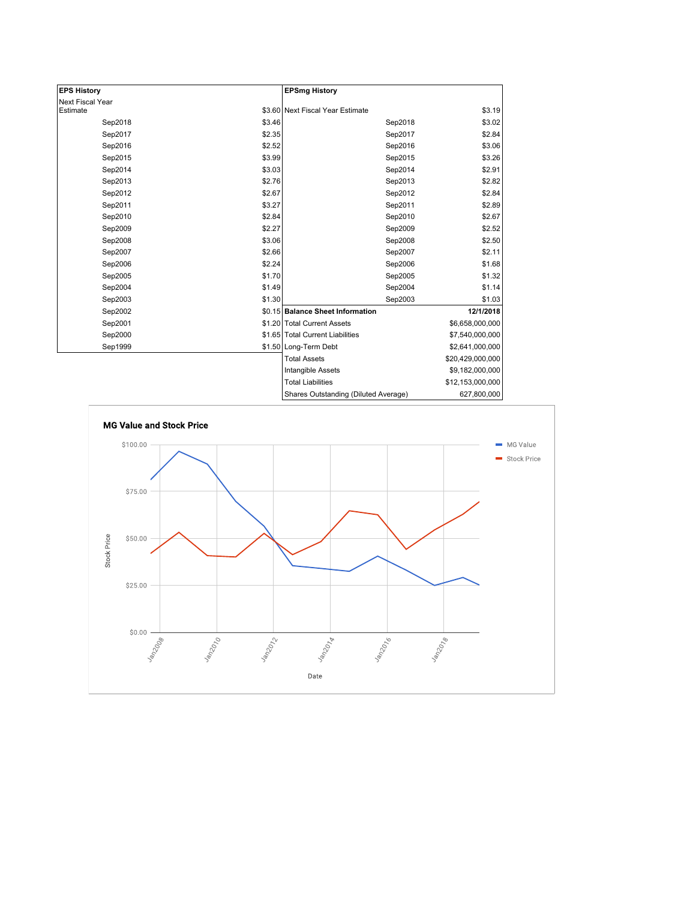| EPS History | |
|---|---|
| Next Fiscal Year Estimate | $3.60 |
| Sep2018 | $3.46 |
| Sep2017 | $2.35 |
| Sep2016 | $2.52 |
| Sep2015 | $3.99 |
| Sep2014 | $3.03 |
| Sep2013 | $2.76 |
| Sep2012 | $2.67 |
| Sep2011 | $3.27 |
| Sep2010 | $2.84 |
| Sep2009 | $2.27 |
| Sep2008 | $3.06 |
| Sep2007 | $2.66 |
| Sep2006 | $2.24 |
| Sep2005 | $1.70 |
| Sep2004 | $1.49 |
| Sep2003 | $1.30 |
| Sep2002 | $0.15 |
| Sep2001 | $1.20 |
| Sep2000 | $1.65 |
| Sep1999 | $1.50 |

| EPSmg History | |
|---|---|
| Next Fiscal Year Estimate | $3.19 |
| Sep2018 | $3.02 |
| Sep2017 | $2.84 |
| Sep2016 | $3.06 |
| Sep2015 | $3.26 |
| Sep2014 | $2.91 |
| Sep2013 | $2.82 |
| Sep2012 | $2.84 |
| Sep2011 | $2.89 |
| Sep2010 | $2.67 |
| Sep2009 | $2.52 |
| Sep2008 | $2.50 |
| Sep2007 | $2.11 |
| Sep2006 | $1.68 |
| Sep2005 | $1.32 |
| Sep2004 | $1.14 |
| Sep2003 | $1.03 |

| Balance Sheet Information | 12/1/2018 |
|---|---|
| Total Current Assets | $6,658,000,000 |
| Total Current Liabilities | $7,540,000,000 |
| Long-Term Debt | $2,641,000,000 |
| Total Assets | $20,429,000,000 |
| Intangible Assets | $9,182,000,000 |
| Total Liabilities | $12,153,000,000 |
| Shares Outstanding (Diluted Average) | 627,800,000 |

**MG Value and Stock Price**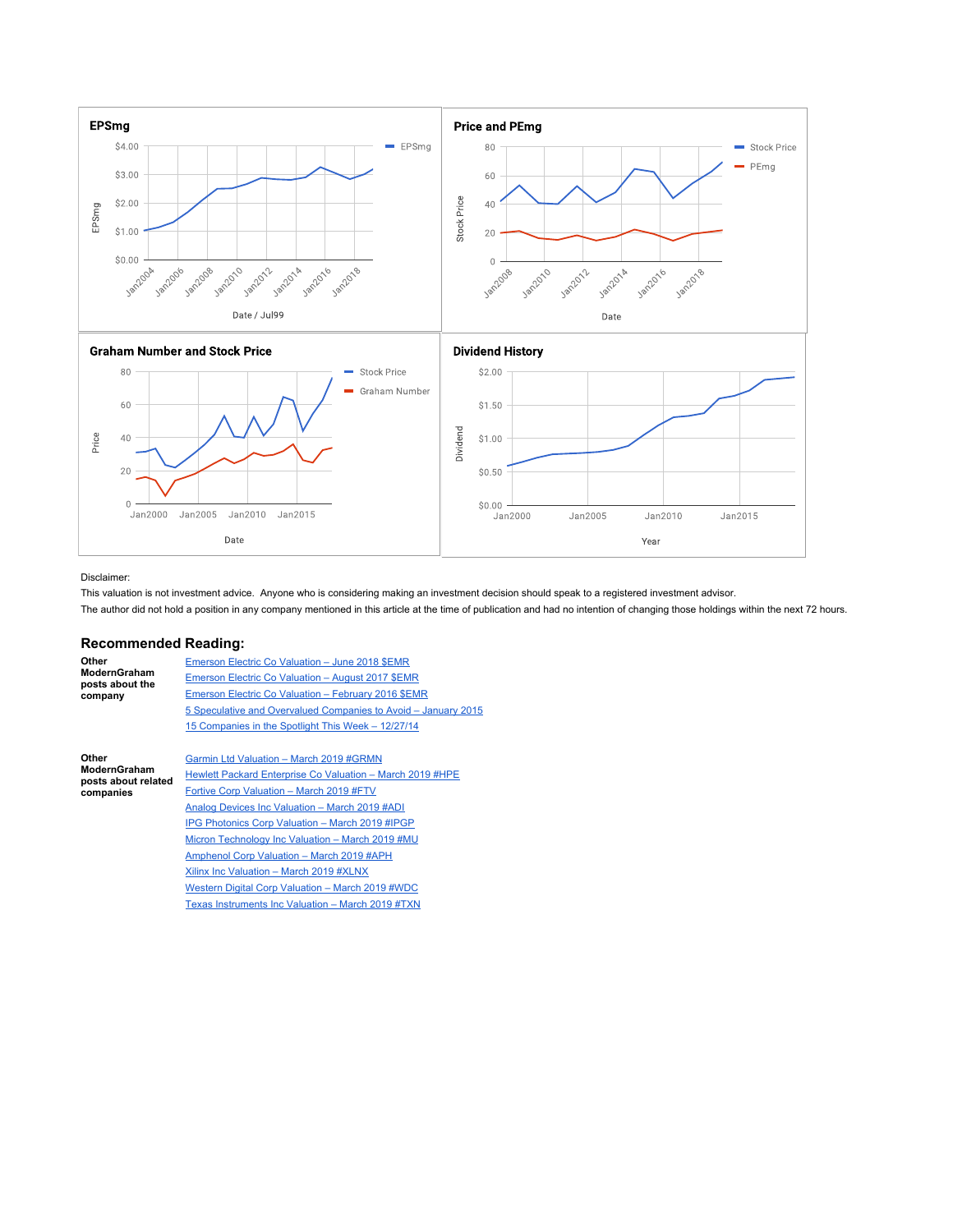**EPSmg**

$4.00
$3.00
$2.00
$1.00
$0.00

EPSmg

Jan2004 Jan2006 Jan2008 Jan2010 Jan2012 Jan2014 Jan2016 Jan2018

Date / Jul99

**Price and PEmg**

80
60
40
20
0

Stock Price

Stock Price
PEmg

Jan2008 Jan2010 Jan2012 Jan2014 Jan2016 Jan2018

Date

**Graham Number and Stock Price**

80
60
40
20
0

Price

Stock Price
Graham Number

Jan2000 Jan2005 Jan2010 Jan2015

Date

**Dividend History**

$2.00
$1.50
$1.00
$0.50
$0.00

Dividend

Jan2000 Jan2005 Jan2010 Jan2015

Year

Disclaimer:

This valuation is not investment advice. Anyone who is considering making an investment decision should speak to a registered investment advisor.

The author did not hold a position in any company mentioned in this article at the time of publication and had no intention of changing those holdings within the next 72 hours.

## Recommended Reading:

**Other ModernGraham posts about the company**

- Emerson Electric Co Valuation – June 2018 $EMR
- Emerson Electric Co Valuation – August 2017 $EMR
- Emerson Electric Co Valuation – February 2016 $EMR
- 5 Speculative and Overvalued Companies to Avoid – January 2015
- 15 Companies in the Spotlight This Week – 12/27/14

**Other ModernGraham posts about related companies**

- Garmin Ltd Valuation – March 2019 #GRMN
- Hewlett Packard Enterprise Co Valuation – March 2019 #HPE
- Fortive Corp Valuation – March 2019 #FTV
- Analog Devices Inc Valuation – March 2019 #ADI
- IPG Photonics Corp Valuation – March 2019 #IPGP
- Micron Technology Inc Valuation – March 2019 #MU
- Amphenol Corp Valuation – March 2019 #APH
- Xilinx Inc Valuation – March 2019 #XLNX
- Western Digital Corp Valuation – March 2019 #WDC
- Texas Instruments Inc Valuation – March 2019 #TXN